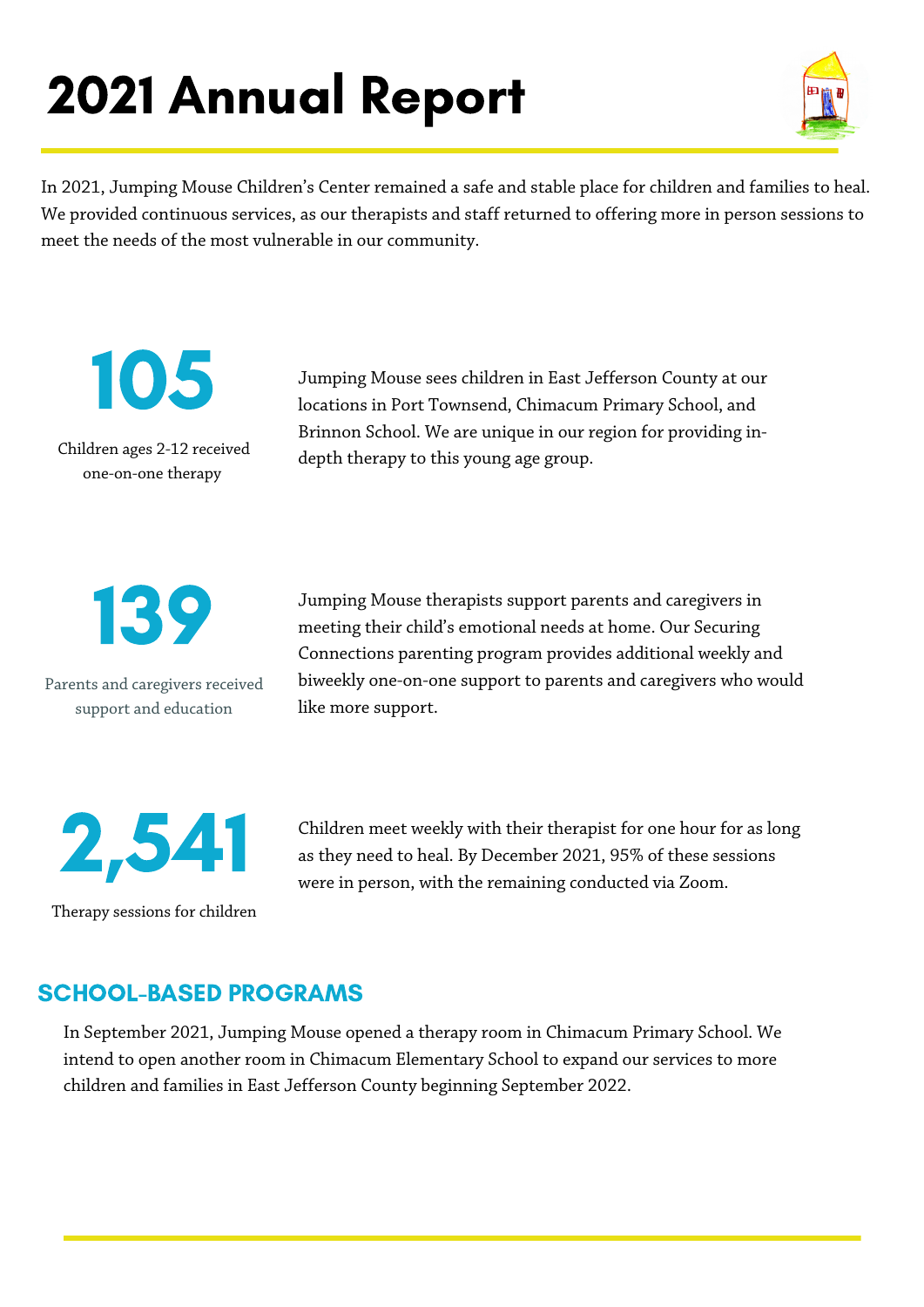# 2021 Annual Report

In 2021, Jumping Mouse Children's Center remained a safe and stable place for children and families to heal. We provided continuous services, as our therapists and staff returned to offering more in person sessions to meet the needs of the most vulnerable in our community.

**105**

Children ages 2-12 received one-on-one therapy

Jumping Mouse sees children in East Jefferson County at our locations in Port Townsend, Chimacum Primary School, and Brinnon School. We are unique in our region for providing in-depth therapy to this young age group.

**139**

Parents and caregivers received support and education

Jumping Mouse therapists support parents and caregivers in meeting their child's emotional needs at home. Our Securing Connections parenting program provides additional weekly and biweekly one-on-one support to parents and caregivers who would like more support.

**2,541**

Therapy sessions for children

Children meet weekly with their therapist for one hour for as long as they need to heal. By December 2021, 95% of these sessions were in person, with the remaining conducted via Zoom.

## SCHOOL-BASED PROGRAMS

In September 2021, Jumping Mouse opened a therapy room in Chimacum Primary School. We intend to open another room in Chimacum Elementary School to expand our services to more children and families in East Jefferson County beginning September 2022.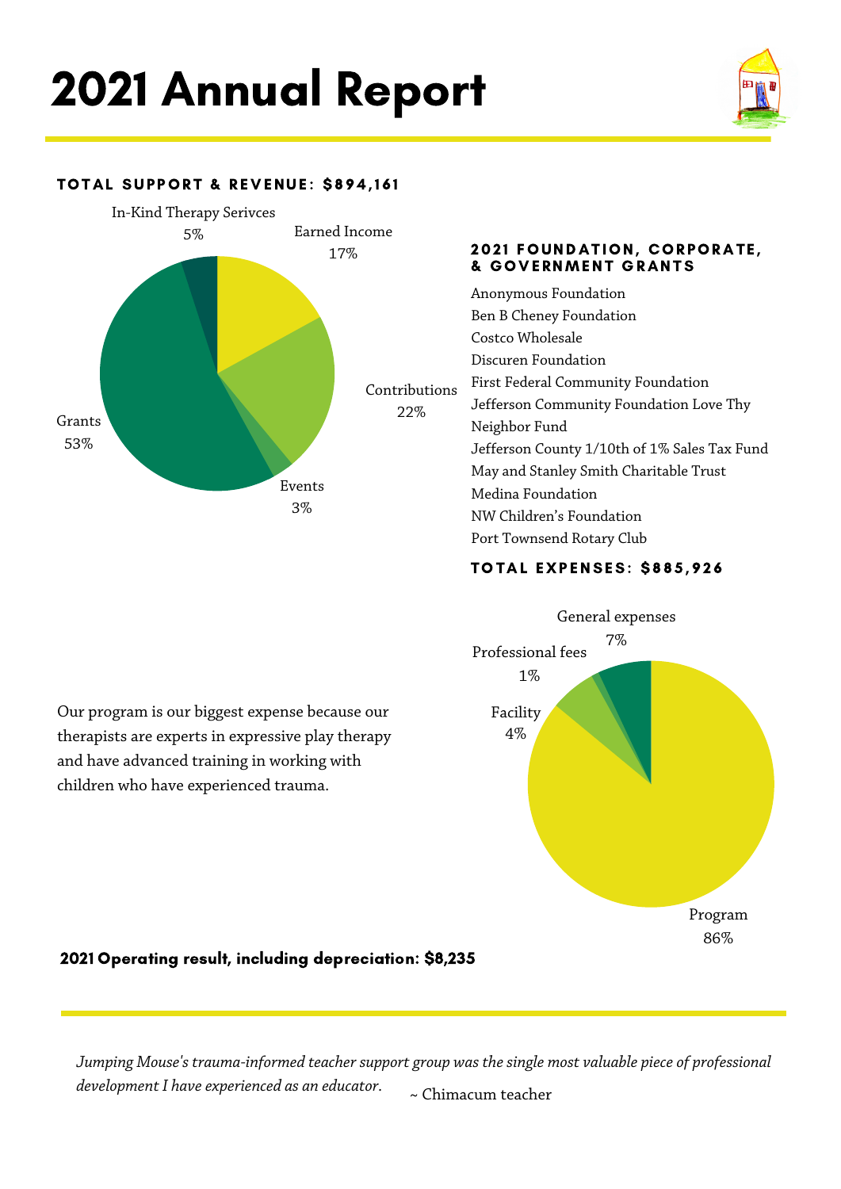# 2021 Annual Report

**TOTAL SUPPORT & REVENUE: $894,161**

In-Kind Therapy Serivces
5%
Earned Income
17%
Contributions
22%
Events
3%
Grants
53%

**2021 FOUNDATION, CORPORATE, & GOVERNMENT GRANTS**

Anonymous Foundation
Ben B Cheney Foundation
Costco Wholesale
Discuren Foundation
First Federal Community Foundation
Jefferson Community Foundation Love Thy Neighbor Fund
Jefferson County 1/10th of 1% Sales Tax Fund
May and Stanley Smith Charitable Trust
Medina Foundation
NW Children's Foundation
Port Townsend Rotary Club

**TOTAL EXPENSES: $885,926**

General expenses
7%
Professional fees
1%
Facility
4%
Program
86%

Our program is our biggest expense because our therapists are experts in expressive play therapy and have advanced training in working with children who have experienced trauma.

**2021 Operating result, including depreciation: $8,235**

*Jumping Mouse's trauma-informed teacher support group was the single most valuable piece of professional development I have experienced as an educator.* ~ Chimacum teacher